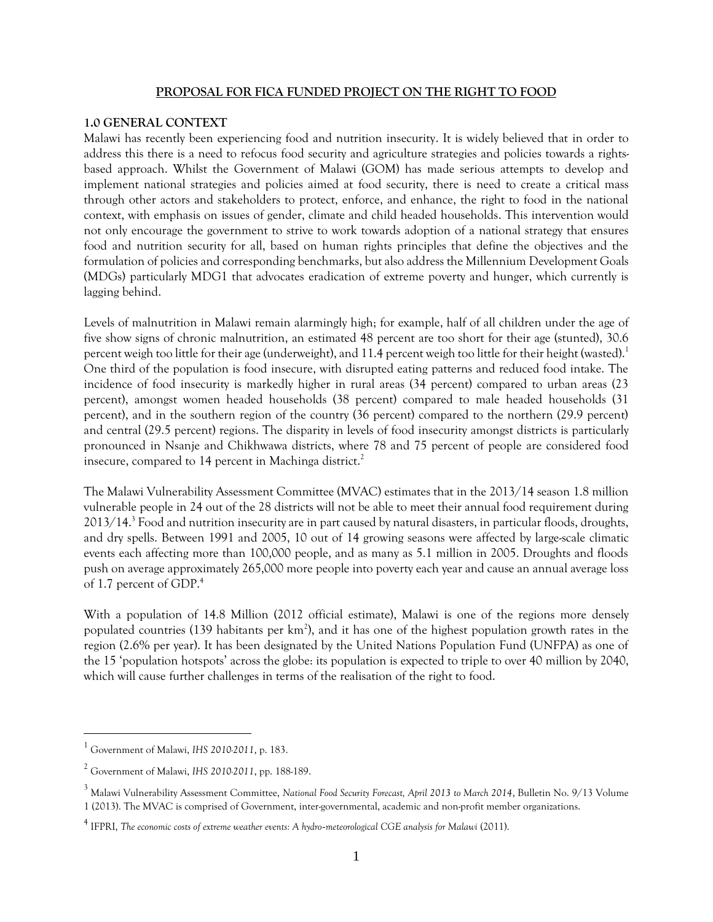# PROPOSAL FOR FICA FUNDED PROJECT ON THE RIGHT TO FOOD

## 1.0 GENERAL CONTEXT

Malawi has recently been experiencing food and nutrition insecurity. It is widely believed that in order to address this there is a need to refocus food security and agriculture strategies and policies towards a rights-based approach. Whilst the Government of Malawi (GOM) has made serious attempts to develop and implement national strategies and policies aimed at food security, there is need to create a critical mass through other actors and stakeholders to protect, enforce, and enhance, the right to food in the national context, with emphasis on issues of gender, climate and child headed households. This intervention would not only encourage the government to strive to work towards adoption of a national strategy that ensures food and nutrition security for all, based on human rights principles that define the objectives and the formulation of policies and corresponding benchmarks, but also address the Millennium Development Goals (MDGs) particularly MDG1 that advocates eradication of extreme poverty and hunger, which currently is lagging behind.

Levels of malnutrition in Malawi remain alarmingly high; for example, half of all children under the age of five show signs of chronic malnutrition, an estimated 48 percent are too short for their age (stunted), 30.6 percent weigh too little for their age (underweight), and 11.4 percent weigh too little for their height (wasted).[1] One third of the population is food insecure, with disrupted eating patterns and reduced food intake. The incidence of food insecurity is markedly higher in rural areas (34 percent) compared to urban areas (23 percent), amongst women headed households (38 percent) compared to male headed households (31 percent), and in the southern region of the country (36 percent) compared to the northern (29.9 percent) and central (29.5 percent) regions. The disparity in levels of food insecurity amongst districts is particularly pronounced in Nsanje and Chikhwawa districts, where 78 and 75 percent of people are considered food insecure, compared to 14 percent in Machinga district.[2]

The Malawi Vulnerability Assessment Committee (MVAC) estimates that in the 2013/14 season 1.8 million vulnerable people in 24 out of the 28 districts will not be able to meet their annual food requirement during 2013/14.[3] Food and nutrition insecurity are in part caused by natural disasters, in particular floods, droughts, and dry spells. Between 1991 and 2005, 10 out of 14 growing seasons were affected by large-scale climatic events each affecting more than 100,000 people, and as many as 5.1 million in 2005. Droughts and floods push on average approximately 265,000 more people into poverty each year and cause an annual average loss of 1.7 percent of GDP.[4]

With a population of 14.8 Million (2012 official estimate), Malawi is one of the regions more densely populated countries (139 habitants per km$^2$), and it has one of the highest population growth rates in the region (2.6% per year). It has been designated by the United Nations Population Fund (UNFPA) as one of the 15 'population hotspots' across the globe: its population is expected to triple to over 40 million by 2040, which will cause further challenges in terms of the realisation of the right to food.

---

[1] Government of Malawi, *IHS 2010-2011*, p. 183.

[2] Government of Malawi, *IHS 2010-2011*, pp. 188-189.

[3] Malawi Vulnerability Assessment Committee, *National Food Security Forecast, April 2013 to March 2014*, Bulletin No. 9/13 Volume 1 (2013). The MVAC is comprised of Government, inter-governmental, academic and non-profit member organizations.

[4] IFPRI, *The economic costs of extreme weather events: A hydro-meteorological CGE analysis for Malawi* (2011).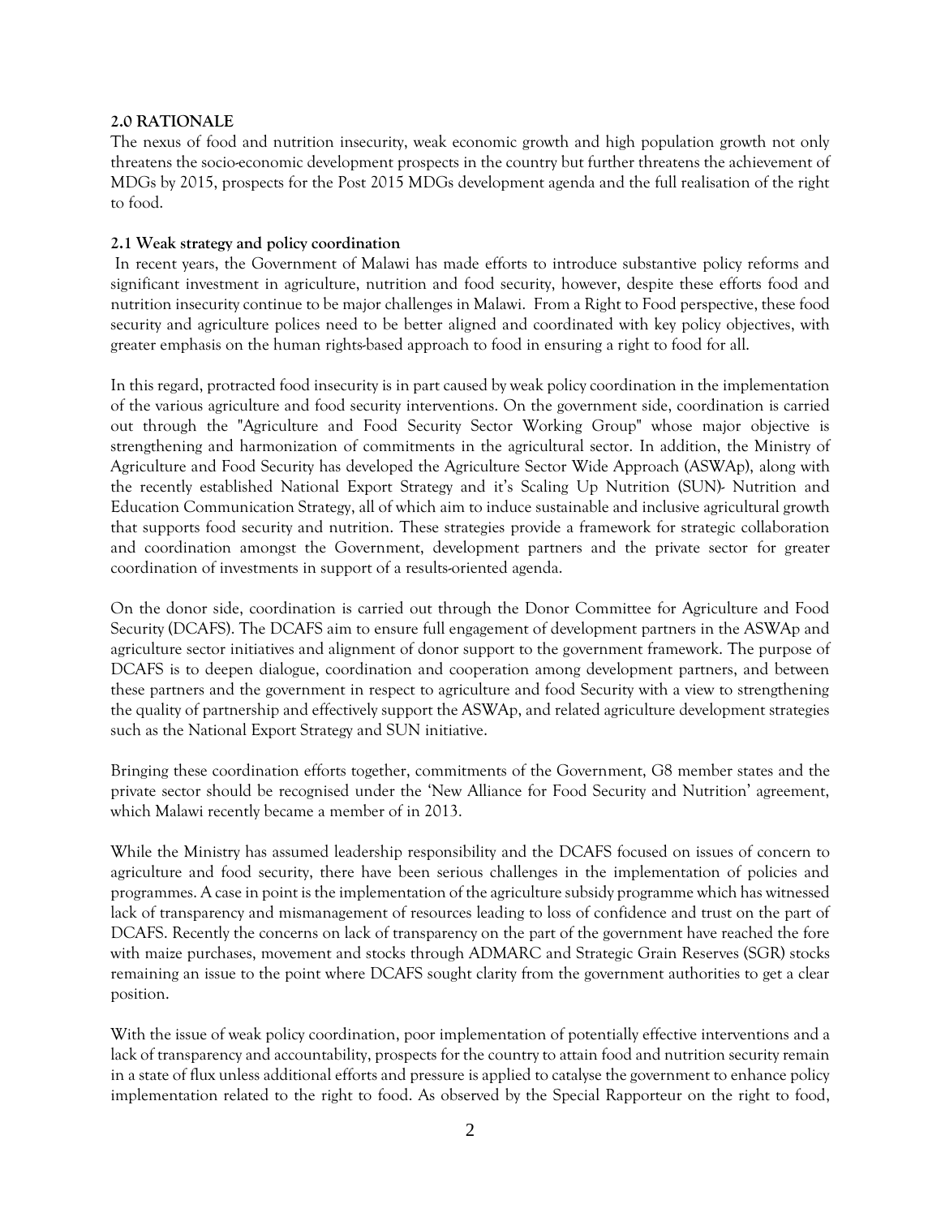## 2.0 RATIONALE

The nexus of food and nutrition insecurity, weak economic growth and high population growth not only threatens the socio-economic development prospects in the country but further threatens the achievement of MDGs by 2015, prospects for the Post 2015 MDGs development agenda and the full realisation of the right to food.

### 2.1 Weak strategy and policy coordination

In recent years, the Government of Malawi has made efforts to introduce substantive policy reforms and significant investment in agriculture, nutrition and food security, however, despite these efforts food and nutrition insecurity continue to be major challenges in Malawi. From a Right to Food perspective, these food security and agriculture polices need to be better aligned and coordinated with key policy objectives, with greater emphasis on the human rights-based approach to food in ensuring a right to food for all.

In this regard, protracted food insecurity is in part caused by weak policy coordination in the implementation of the various agriculture and food security interventions. On the government side, coordination is carried out through the "Agriculture and Food Security Sector Working Group" whose major objective is strengthening and harmonization of commitments in the agricultural sector. In addition, the Ministry of Agriculture and Food Security has developed the Agriculture Sector Wide Approach (ASWAp), along with the recently established National Export Strategy and it's Scaling Up Nutrition (SUN)- Nutrition and Education Communication Strategy, all of which aim to induce sustainable and inclusive agricultural growth that supports food security and nutrition. These strategies provide a framework for strategic collaboration and coordination amongst the Government, development partners and the private sector for greater coordination of investments in support of a results-oriented agenda.

On the donor side, coordination is carried out through the Donor Committee for Agriculture and Food Security (DCAFS). The DCAFS aim to ensure full engagement of development partners in the ASWAp and agriculture sector initiatives and alignment of donor support to the government framework. The purpose of DCAFS is to deepen dialogue, coordination and cooperation among development partners, and between these partners and the government in respect to agriculture and food Security with a view to strengthening the quality of partnership and effectively support the ASWAp, and related agriculture development strategies such as the National Export Strategy and SUN initiative.

Bringing these coordination efforts together, commitments of the Government, G8 member states and the private sector should be recognised under the 'New Alliance for Food Security and Nutrition' agreement, which Malawi recently became a member of in 2013.

While the Ministry has assumed leadership responsibility and the DCAFS focused on issues of concern to agriculture and food security, there have been serious challenges in the implementation of policies and programmes. A case in point is the implementation of the agriculture subsidy programme which has witnessed lack of transparency and mismanagement of resources leading to loss of confidence and trust on the part of DCAFS. Recently the concerns on lack of transparency on the part of the government have reached the fore with maize purchases, movement and stocks through ADMARC and Strategic Grain Reserves (SGR) stocks remaining an issue to the point where DCAFS sought clarity from the government authorities to get a clear position.

With the issue of weak policy coordination, poor implementation of potentially effective interventions and a lack of transparency and accountability, prospects for the country to attain food and nutrition security remain in a state of flux unless additional efforts and pressure is applied to catalyse the government to enhance policy implementation related to the right to food. As observed by the Special Rapporteur on the right to food,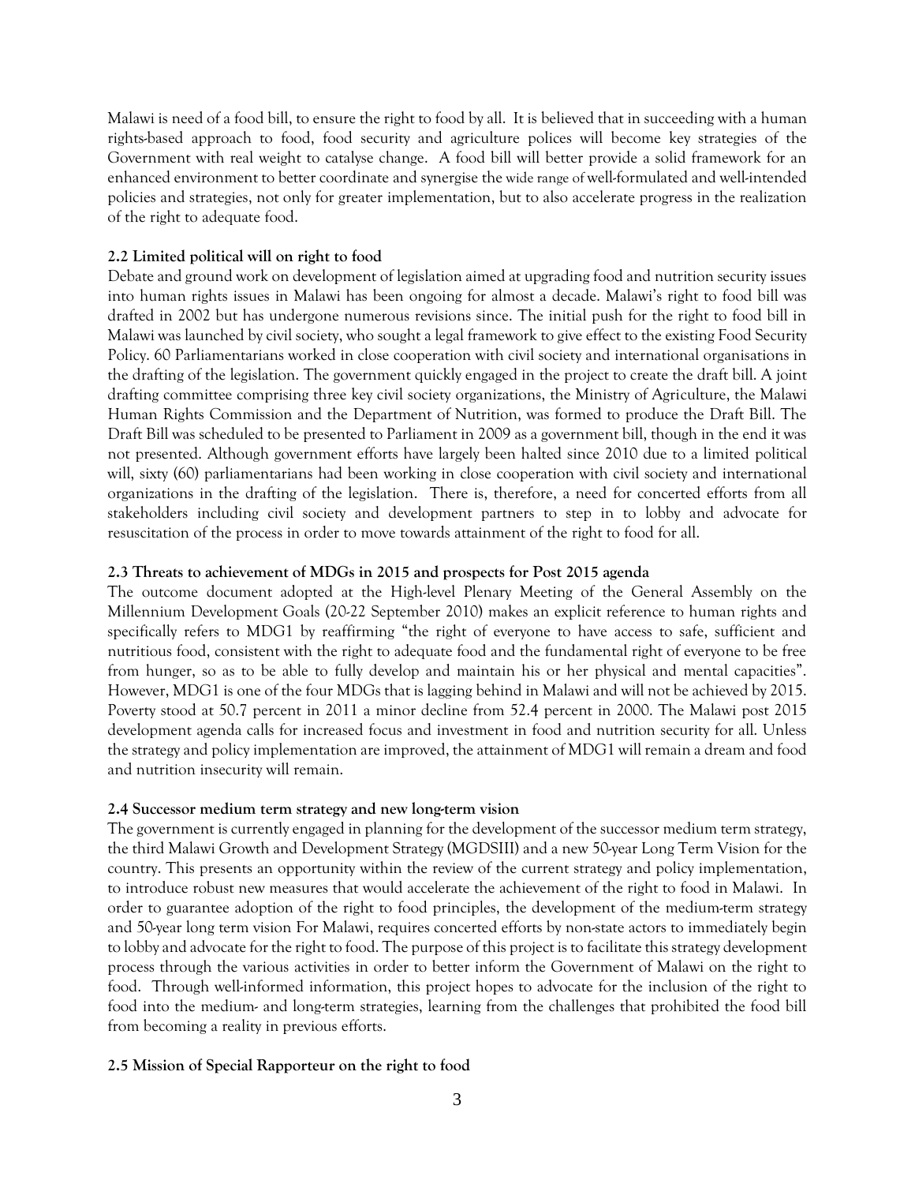Malawi is need of a food bill, to ensure the right to food by all. It is believed that in succeeding with a human rights-based approach to food, food security and agriculture polices will become key strategies of the Government with real weight to catalyse change. A food bill will better provide a solid framework for an enhanced environment to better coordinate and synergise the wide range of well-formulated and well-intended policies and strategies, not only for greater implementation, but to also accelerate progress in the realization of the right to adequate food.

### 2.2 Limited political will on right to food

Debate and ground work on development of legislation aimed at upgrading food and nutrition security issues into human rights issues in Malawi has been ongoing for almost a decade. Malawi's right to food bill was drafted in 2002 but has undergone numerous revisions since. The initial push for the right to food bill in Malawi was launched by civil society, who sought a legal framework to give effect to the existing Food Security Policy. 60 Parliamentarians worked in close cooperation with civil society and international organisations in the drafting of the legislation. The government quickly engaged in the project to create the draft bill. A joint drafting committee comprising three key civil society organizations, the Ministry of Agriculture, the Malawi Human Rights Commission and the Department of Nutrition, was formed to produce the Draft Bill. The Draft Bill was scheduled to be presented to Parliament in 2009 as a government bill, though in the end it was not presented. Although government efforts have largely been halted since 2010 due to a limited political will, sixty (60) parliamentarians had been working in close cooperation with civil society and international organizations in the drafting of the legislation. There is, therefore, a need for concerted efforts from all stakeholders including civil society and development partners to step in to lobby and advocate for resuscitation of the process in order to move towards attainment of the right to food for all.

### 2.3 Threats to achievement of MDGs in 2015 and prospects for Post 2015 agenda

The outcome document adopted at the High-level Plenary Meeting of the General Assembly on the Millennium Development Goals (20-22 September 2010) makes an explicit reference to human rights and specifically refers to MDG1 by reaffirming "the right of everyone to have access to safe, sufficient and nutritious food, consistent with the right to adequate food and the fundamental right of everyone to be free from hunger, so as to be able to fully develop and maintain his or her physical and mental capacities". However, MDG1 is one of the four MDGs that is lagging behind in Malawi and will not be achieved by 2015. Poverty stood at 50.7 percent in 2011 a minor decline from 52.4 percent in 2000. The Malawi post 2015 development agenda calls for increased focus and investment in food and nutrition security for all. Unless the strategy and policy implementation are improved, the attainment of MDG1 will remain a dream and food and nutrition insecurity will remain.

### 2.4 Successor medium term strategy and new long-term vision

The government is currently engaged in planning for the development of the successor medium term strategy, the third Malawi Growth and Development Strategy (MGDSIII) and a new 50-year Long Term Vision for the country. This presents an opportunity within the review of the current strategy and policy implementation, to introduce robust new measures that would accelerate the achievement of the right to food in Malawi. In order to guarantee adoption of the right to food principles, the development of the medium-term strategy and 50-year long term vision For Malawi, requires concerted efforts by non-state actors to immediately begin to lobby and advocate for the right to food. The purpose of this project is to facilitate this strategy development process through the various activities in order to better inform the Government of Malawi on the right to food. Through well-informed information, this project hopes to advocate for the inclusion of the right to food into the medium- and long-term strategies, learning from the challenges that prohibited the food bill from becoming a reality in previous efforts.

### 2.5 Mission of Special Rapporteur on the right to food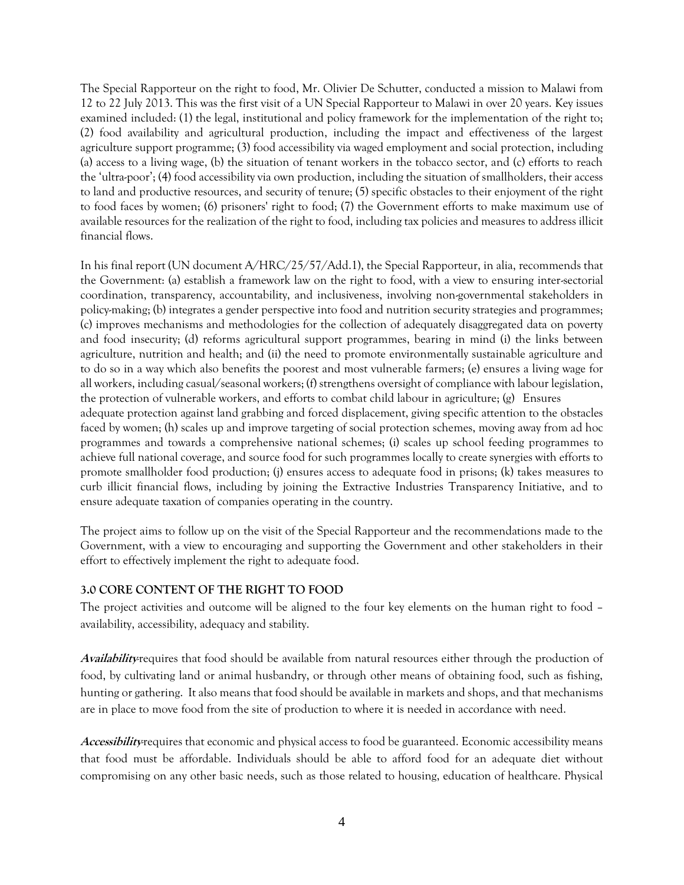The Special Rapporteur on the right to food, Mr. Olivier De Schutter, conducted a mission to Malawi from 12 to 22 July 2013. This was the first visit of a UN Special Rapporteur to Malawi in over 20 years. Key issues examined included: (1) the legal, institutional and policy framework for the implementation of the right to; (2) food availability and agricultural production, including the impact and effectiveness of the largest agriculture support programme; (3) food accessibility via waged employment and social protection, including (a) access to a living wage, (b) the situation of tenant workers in the tobacco sector, and (c) efforts to reach the 'ultra-poor'; (4) food accessibility via own production, including the situation of smallholders, their access to land and productive resources, and security of tenure; (5) specific obstacles to their enjoyment of the right to food faces by women; (6) prisoners' right to food; (7) the Government efforts to make maximum use of available resources for the realization of the right to food, including tax policies and measures to address illicit financial flows.

In his final report (UN document A/HRC/25/57/Add.1), the Special Rapporteur, in alia, recommends that the Government: (a) establish a framework law on the right to food, with a view to ensuring inter-sectorial coordination, transparency, accountability, and inclusiveness, involving non-governmental stakeholders in policy-making; (b) integrates a gender perspective into food and nutrition security strategies and programmes; (c) improves mechanisms and methodologies for the collection of adequately disaggregated data on poverty and food insecurity; (d) reforms agricultural support programmes, bearing in mind (i) the links between agriculture, nutrition and health; and (ii) the need to promote environmentally sustainable agriculture and to do so in a way which also benefits the poorest and most vulnerable farmers; (e) ensures a living wage for all workers, including casual/seasonal workers; (f) strengthens oversight of compliance with labour legislation, the protection of vulnerable workers, and efforts to combat child labour in agriculture; (g) Ensures adequate protection against land grabbing and forced displacement, giving specific attention to the obstacles faced by women; (h) scales up and improve targeting of social protection schemes, moving away from ad hoc programmes and towards a comprehensive national schemes; (i) scales up school feeding programmes to achieve full national coverage, and source food for such programmes locally to create synergies with efforts to promote smallholder food production; (j) ensures access to adequate food in prisons; (k) takes measures to curb illicit financial flows, including by joining the Extractive Industries Transparency Initiative, and to ensure adequate taxation of companies operating in the country.

The project aims to follow up on the visit of the Special Rapporteur and the recommendations made to the Government, with a view to encouraging and supporting the Government and other stakeholders in their effort to effectively implement the right to adequate food.

### 3.0 CORE CONTENT OF THE RIGHT TO FOOD

The project activities and outcome will be aligned to the four key elements on the human right to food – availability, accessibility, adequacy and stability.

***Availability*** requires that food should be available from natural resources either through the production of food, by cultivating land or animal husbandry, or through other means of obtaining food, such as fishing, hunting or gathering. It also means that food should be available in markets and shops, and that mechanisms are in place to move food from the site of production to where it is needed in accordance with need.

***Accessibility*** requires that economic and physical access to food be guaranteed. Economic accessibility means that food must be affordable. Individuals should be able to afford food for an adequate diet without compromising on any other basic needs, such as those related to housing, education of healthcare. Physical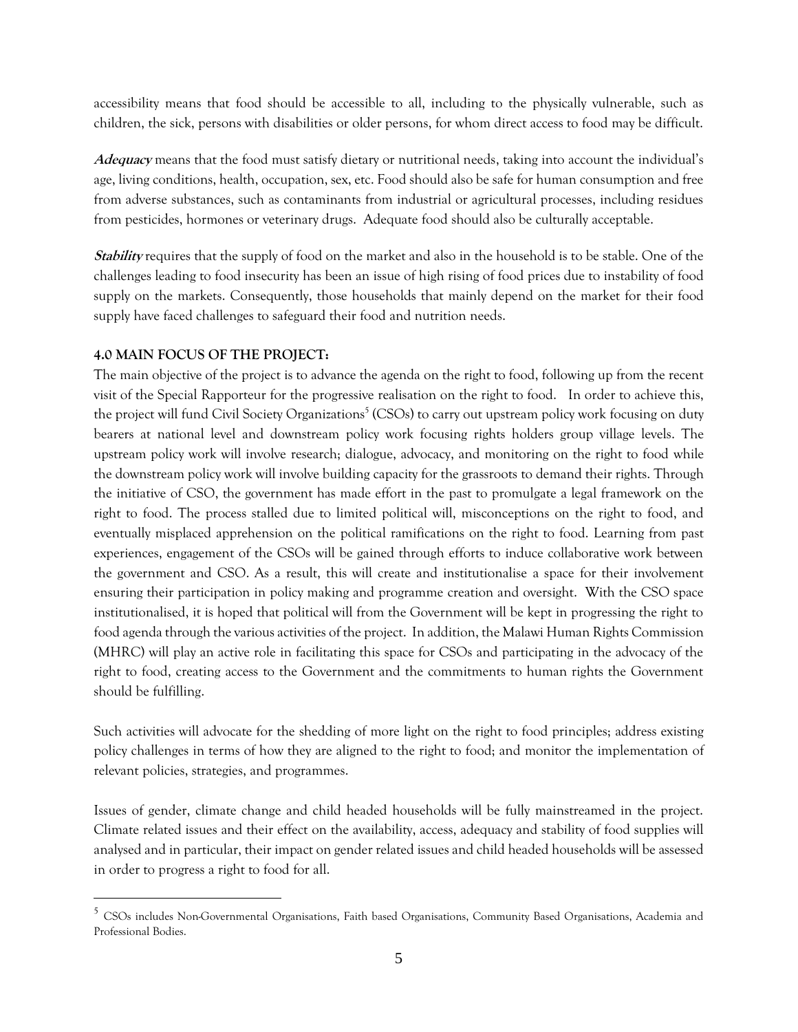accessibility means that food should be accessible to all, including to the physically vulnerable, such as children, the sick, persons with disabilities or older persons, for whom direct access to food may be difficult.

***Adequacy*** means that the food must satisfy dietary or nutritional needs, taking into account the individual's age, living conditions, health, occupation, sex, etc. Food should also be safe for human consumption and free from adverse substances, such as contaminants from industrial or agricultural processes, including residues from pesticides, hormones or veterinary drugs. Adequate food should also be culturally acceptable.

***Stability*** requires that the supply of food on the market and also in the household is to be stable. One of the challenges leading to food insecurity has been an issue of high rising of food prices due to instability of food supply on the markets. Consequently, those households that mainly depend on the market for their food supply have faced challenges to safeguard their food and nutrition needs.

## 4.0 MAIN FOCUS OF THE PROJECT:

The main objective of the project is to advance the agenda on the right to food, following up from the recent visit of the Special Rapporteur for the progressive realisation on the right to food. In order to achieve this, the project will fund Civil Society Organizations[5] (CSOs) to carry out upstream policy work focusing on duty bearers at national level and downstream policy work focusing rights holders group village levels. The upstream policy work will involve research; dialogue, advocacy, and monitoring on the right to food while the downstream policy work will involve building capacity for the grassroots to demand their rights. Through the initiative of CSO, the government has made effort in the past to promulgate a legal framework on the right to food. The process stalled due to limited political will, misconceptions on the right to food, and eventually misplaced apprehension on the political ramifications on the right to food. Learning from past experiences, engagement of the CSOs will be gained through efforts to induce collaborative work between the government and CSO. As a result, this will create and institutionalise a space for their involvement ensuring their participation in policy making and programme creation and oversight. With the CSO space institutionalised, it is hoped that political will from the Government will be kept in progressing the right to food agenda through the various activities of the project. In addition, the Malawi Human Rights Commission (MHRC) will play an active role in facilitating this space for CSOs and participating in the advocacy of the right to food, creating access to the Government and the commitments to human rights the Government should be fulfilling.

Such activities will advocate for the shedding of more light on the right to food principles; address existing policy challenges in terms of how they are aligned to the right to food; and monitor the implementation of relevant policies, strategies, and programmes.

Issues of gender, climate change and child headed households will be fully mainstreamed in the project. Climate related issues and their effect on the availability, access, adequacy and stability of food supplies will analysed and in particular, their impact on gender related issues and child headed households will be assessed in order to progress a right to food for all.

[5] CSOs includes Non-Governmental Organisations, Faith based Organisations, Community Based Organisations, Academia and Professional Bodies.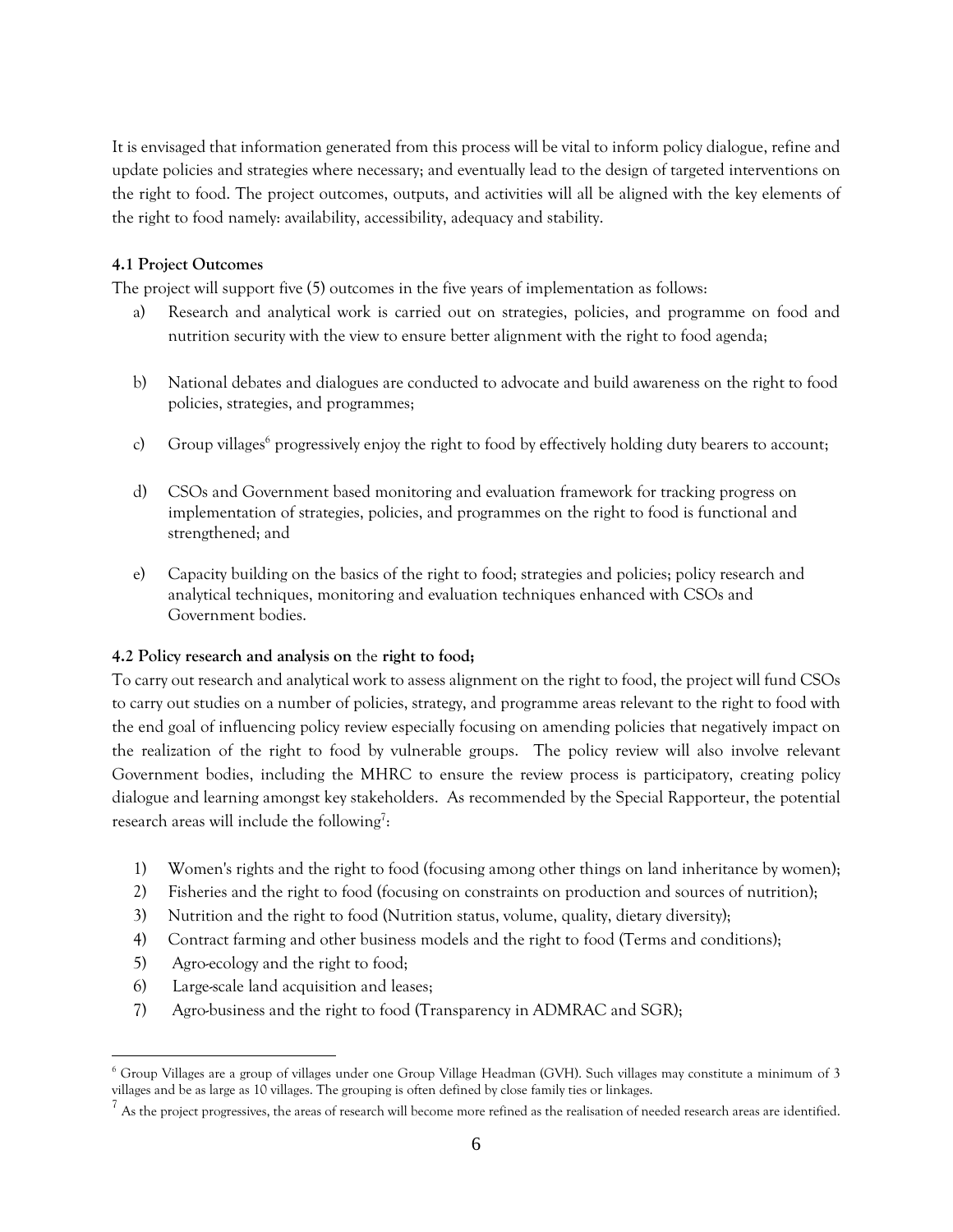It is envisaged that information generated from this process will be vital to inform policy dialogue, refine and update policies and strategies where necessary; and eventually lead to the design of targeted interventions on the right to food. The project outcomes, outputs, and activities will all be aligned with the key elements of the right to food namely: availability, accessibility, adequacy and stability.

### 4.1 Project Outcomes

The project will support five (5) outcomes in the five years of implementation as follows:

a) Research and analytical work is carried out on strategies, policies, and programme on food and nutrition security with the view to ensure better alignment with the right to food agenda;

b) National debates and dialogues are conducted to advocate and build awareness on the right to food policies, strategies, and programmes;

c) Group villages[6] progressively enjoy the right to food by effectively holding duty bearers to account;

d) CSOs and Government based monitoring and evaluation framework for tracking progress on implementation of strategies, policies, and programmes on the right to food is functional and strengthened; and

e) Capacity building on the basics of the right to food; strategies and policies; policy research and analytical techniques, monitoring and evaluation techniques enhanced with CSOs and Government bodies.

### 4.2 Policy research and analysis on the right to food;

To carry out research and analytical work to assess alignment on the right to food, the project will fund CSOs to carry out studies on a number of policies, strategy, and programme areas relevant to the right to food with the end goal of influencing policy review especially focusing on amending policies that negatively impact on the realization of the right to food by vulnerable groups. The policy review will also involve relevant Government bodies, including the MHRC to ensure the review process is participatory, creating policy dialogue and learning amongst key stakeholders. As recommended by the Special Rapporteur, the potential research areas will include the following[7]:

1) Women's rights and the right to food (focusing among other things on land inheritance by women);
2) Fisheries and the right to food (focusing on constraints on production and sources of nutrition);
3) Nutrition and the right to food (Nutrition status, volume, quality, dietary diversity);
4) Contract farming and other business models and the right to food (Terms and conditions);
5) Agro-ecology and the right to food;
6) Large-scale land acquisition and leases;
7) Agro-business and the right to food (Transparency in ADMRAC and SGR);

---

[6] Group Villages are a group of villages under one Group Village Headman (GVH). Such villages may constitute a minimum of 3 villages and be as large as 10 villages. The grouping is often defined by close family ties or linkages.

[7] As the project progressives, the areas of research will become more refined as the realisation of needed research areas are identified.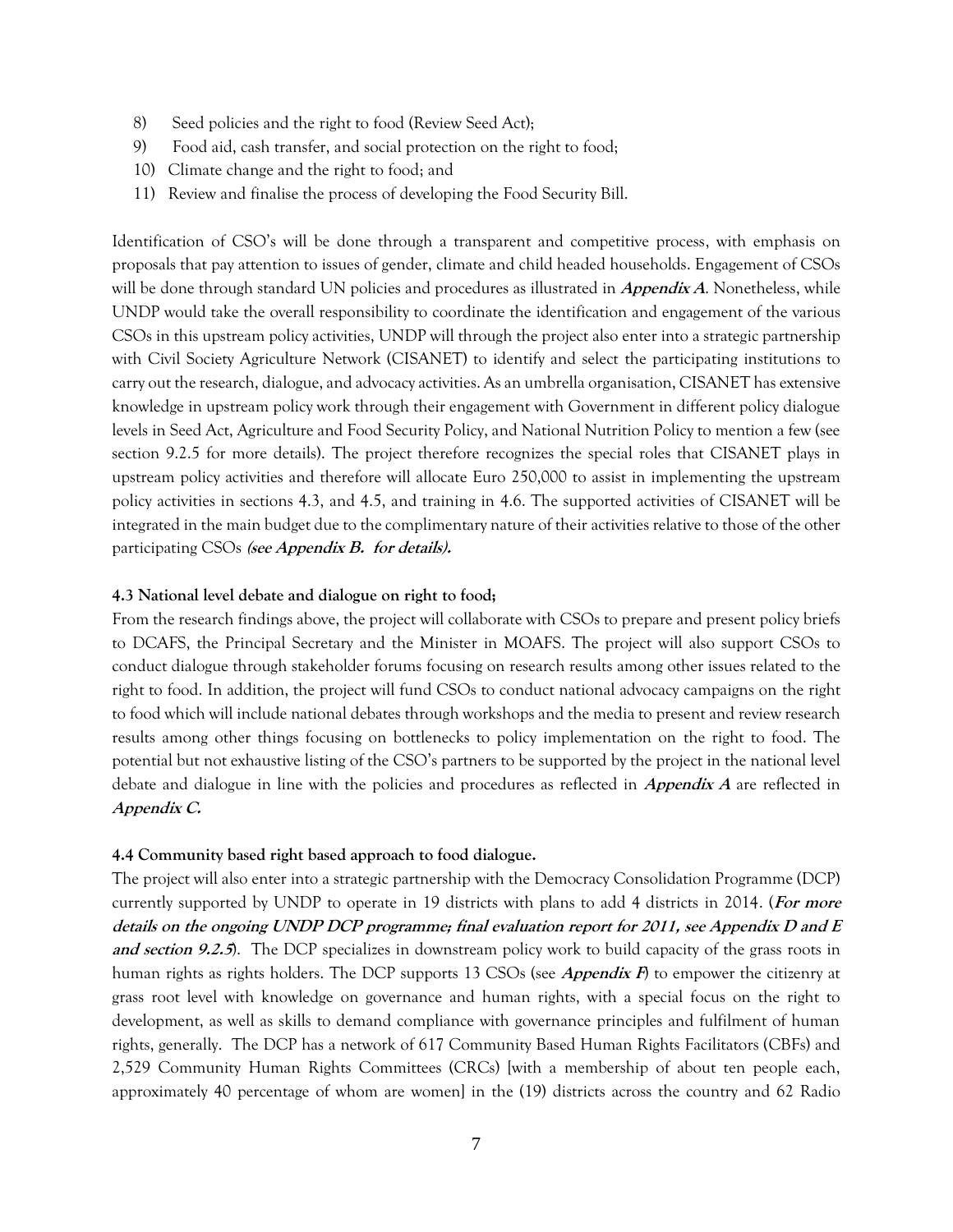8) Seed policies and the right to food (Review Seed Act);
9) Food aid, cash transfer, and social protection on the right to food;
10) Climate change and the right to food; and
11) Review and finalise the process of developing the Food Security Bill.

Identification of CSO's will be done through a transparent and competitive process, with emphasis on proposals that pay attention to issues of gender, climate and child headed households. Engagement of CSOs will be done through standard UN policies and procedures as illustrated in ***Appendix A***. Nonetheless, while UNDP would take the overall responsibility to coordinate the identification and engagement of the various CSOs in this upstream policy activities, UNDP will through the project also enter into a strategic partnership with Civil Society Agriculture Network (CISANET) to identify and select the participating institutions to carry out the research, dialogue, and advocacy activities. As an umbrella organisation, CISANET has extensive knowledge in upstream policy work through their engagement with Government in different policy dialogue levels in Seed Act, Agriculture and Food Security Policy, and National Nutrition Policy to mention a few (see section 9.2.5 for more details). The project therefore recognizes the special roles that CISANET plays in upstream policy activities and therefore will allocate Euro 250,000 to assist in implementing the upstream policy activities in sections 4.3, and 4.5, and training in 4.6. The supported activities of CISANET will be integrated in the main budget due to the complimentary nature of their activities relative to those of the other participating CSOs ***(see Appendix B. for details).***

#### 4.3 National level debate and dialogue on right to food;

From the research findings above, the project will collaborate with CSOs to prepare and present policy briefs to DCAFS, the Principal Secretary and the Minister in MOAFS. The project will also support CSOs to conduct dialogue through stakeholder forums focusing on research results among other issues related to the right to food. In addition, the project will fund CSOs to conduct national advocacy campaigns on the right to food which will include national debates through workshops and the media to present and review research results among other things focusing on bottlenecks to policy implementation on the right to food. The potential but not exhaustive listing of the CSO's partners to be supported by the project in the national level debate and dialogue in line with the policies and procedures as reflected in ***Appendix A*** are reflected in ***Appendix C.***

#### 4.4 Community based right based approach to food dialogue.

The project will also enter into a strategic partnership with the Democracy Consolidation Programme (DCP) currently supported by UNDP to operate in 19 districts with plans to add 4 districts in 2014. (***For more details on the ongoing UNDP DCP programme; final evaluation report for 2011, see Appendix D and E and section 9.2.5***). The DCP specializes in downstream policy work to build capacity of the grass roots in human rights as rights holders. The DCP supports 13 CSOs (see ***Appendix F***) to empower the citizenry at grass root level with knowledge on governance and human rights, with a special focus on the right to development, as well as skills to demand compliance with governance principles and fulfilment of human rights, generally. The DCP has a network of 617 Community Based Human Rights Facilitators (CBFs) and 2,529 Community Human Rights Committees (CRCs) [with a membership of about ten people each, approximately 40 percentage of whom are women] in the (19) districts across the country and 62 Radio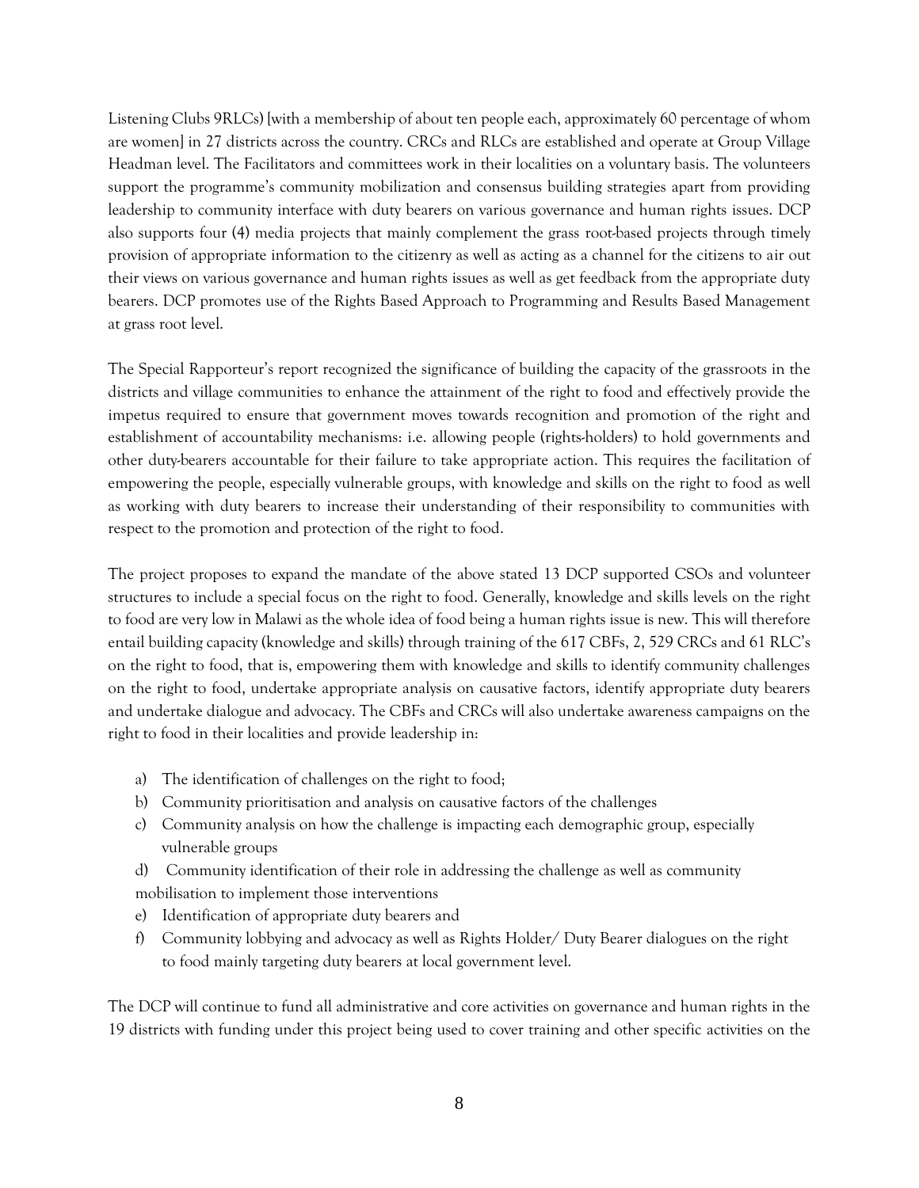Listening Clubs 9RLCs) [with a membership of about ten people each, approximately 60 percentage of whom are women] in 27 districts across the country. CRCs and RLCs are established and operate at Group Village Headman level. The Facilitators and committees work in their localities on a voluntary basis. The volunteers support the programme's community mobilization and consensus building strategies apart from providing leadership to community interface with duty bearers on various governance and human rights issues. DCP also supports four (4) media projects that mainly complement the grass root-based projects through timely provision of appropriate information to the citizenry as well as acting as a channel for the citizens to air out their views on various governance and human rights issues as well as get feedback from the appropriate duty bearers. DCP promotes use of the Rights Based Approach to Programming and Results Based Management at grass root level.

The Special Rapporteur's report recognized the significance of building the capacity of the grassroots in the districts and village communities to enhance the attainment of the right to food and effectively provide the impetus required to ensure that government moves towards recognition and promotion of the right and establishment of accountability mechanisms: i.e. allowing people (rights-holders) to hold governments and other duty-bearers accountable for their failure to take appropriate action. This requires the facilitation of empowering the people, especially vulnerable groups, with knowledge and skills on the right to food as well as working with duty bearers to increase their understanding of their responsibility to communities with respect to the promotion and protection of the right to food.

The project proposes to expand the mandate of the above stated 13 DCP supported CSOs and volunteer structures to include a special focus on the right to food. Generally, knowledge and skills levels on the right to food are very low in Malawi as the whole idea of food being a human rights issue is new. This will therefore entail building capacity (knowledge and skills) through training of the 617 CBFs, 2, 529 CRCs and 61 RLC's on the right to food, that is, empowering them with knowledge and skills to identify community challenges on the right to food, undertake appropriate analysis on causative factors, identify appropriate duty bearers and undertake dialogue and advocacy. The CBFs and CRCs will also undertake awareness campaigns on the right to food in their localities and provide leadership in:

a) The identification of challenges on the right to food;
b) Community prioritisation and analysis on causative factors of the challenges
c) Community analysis on how the challenge is impacting each demographic group, especially vulnerable groups
d) Community identification of their role in addressing the challenge as well as community mobilisation to implement those interventions
e) Identification of appropriate duty bearers and
f) Community lobbying and advocacy as well as Rights Holder/ Duty Bearer dialogues on the right to food mainly targeting duty bearers at local government level.

The DCP will continue to fund all administrative and core activities on governance and human rights in the 19 districts with funding under this project being used to cover training and other specific activities on the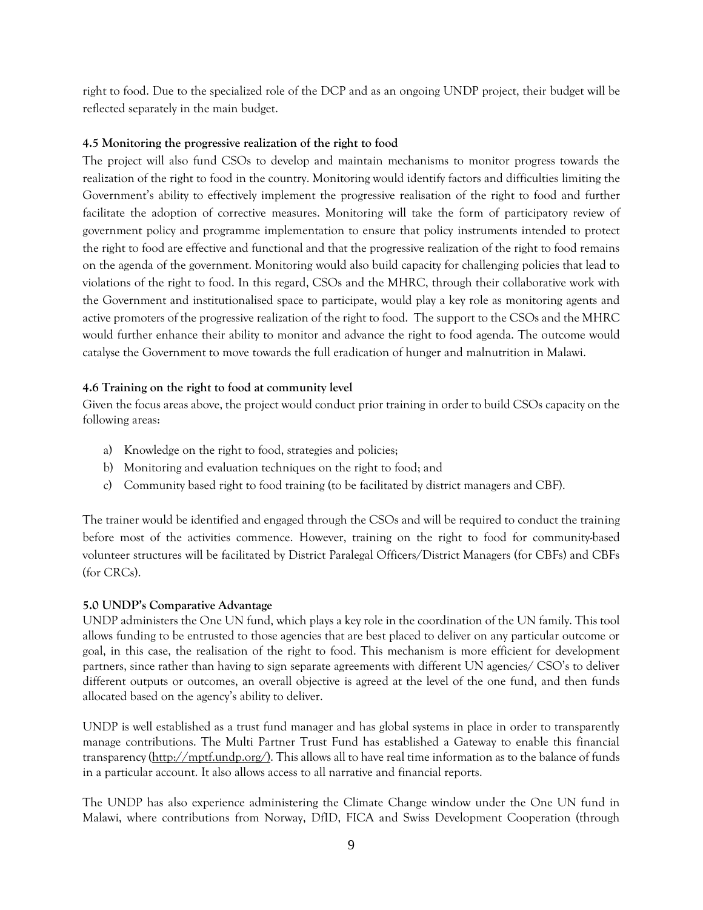right to food. Due to the specialized role of the DCP and as an ongoing UNDP project, their budget will be reflected separately in the main budget.

#### 4.5 Monitoring the progressive realization of the right to food

The project will also fund CSOs to develop and maintain mechanisms to monitor progress towards the realization of the right to food in the country. Monitoring would identify factors and difficulties limiting the Government's ability to effectively implement the progressive realisation of the right to food and further facilitate the adoption of corrective measures. Monitoring will take the form of participatory review of government policy and programme implementation to ensure that policy instruments intended to protect the right to food are effective and functional and that the progressive realization of the right to food remains on the agenda of the government. Monitoring would also build capacity for challenging policies that lead to violations of the right to food. In this regard, CSOs and the MHRC, through their collaborative work with the Government and institutionalised space to participate, would play a key role as monitoring agents and active promoters of the progressive realization of the right to food. The support to the CSOs and the MHRC would further enhance their ability to monitor and advance the right to food agenda. The outcome would catalyse the Government to move towards the full eradication of hunger and malnutrition in Malawi.

#### 4.6 Training on the right to food at community level

Given the focus areas above, the project would conduct prior training in order to build CSOs capacity on the following areas:

a) Knowledge on the right to food, strategies and policies;
b) Monitoring and evaluation techniques on the right to food; and
c) Community based right to food training (to be facilitated by district managers and CBF).

The trainer would be identified and engaged through the CSOs and will be required to conduct the training before most of the activities commence. However, training on the right to food for community-based volunteer structures will be facilitated by District Paralegal Officers/District Managers (for CBFs) and CBFs (for CRCs).

### 5.0 UNDP's Comparative Advantage

UNDP administers the One UN fund, which plays a key role in the coordination of the UN family. This tool allows funding to be entrusted to those agencies that are best placed to deliver on any particular outcome or goal, in this case, the realisation of the right to food. This mechanism is more efficient for development partners, since rather than having to sign separate agreements with different UN agencies/ CSO's to deliver different outputs or outcomes, an overall objective is agreed at the level of the one fund, and then funds allocated based on the agency's ability to deliver.

UNDP is well established as a trust fund manager and has global systems in place in order to transparently manage contributions. The Multi Partner Trust Fund has established a Gateway to enable this financial transparency (http://mptf.undp.org/). This allows all to have real time information as to the balance of funds in a particular account. It also allows access to all narrative and financial reports.

The UNDP has also experience administering the Climate Change window under the One UN fund in Malawi, where contributions from Norway, DfID, FICA and Swiss Development Cooperation (through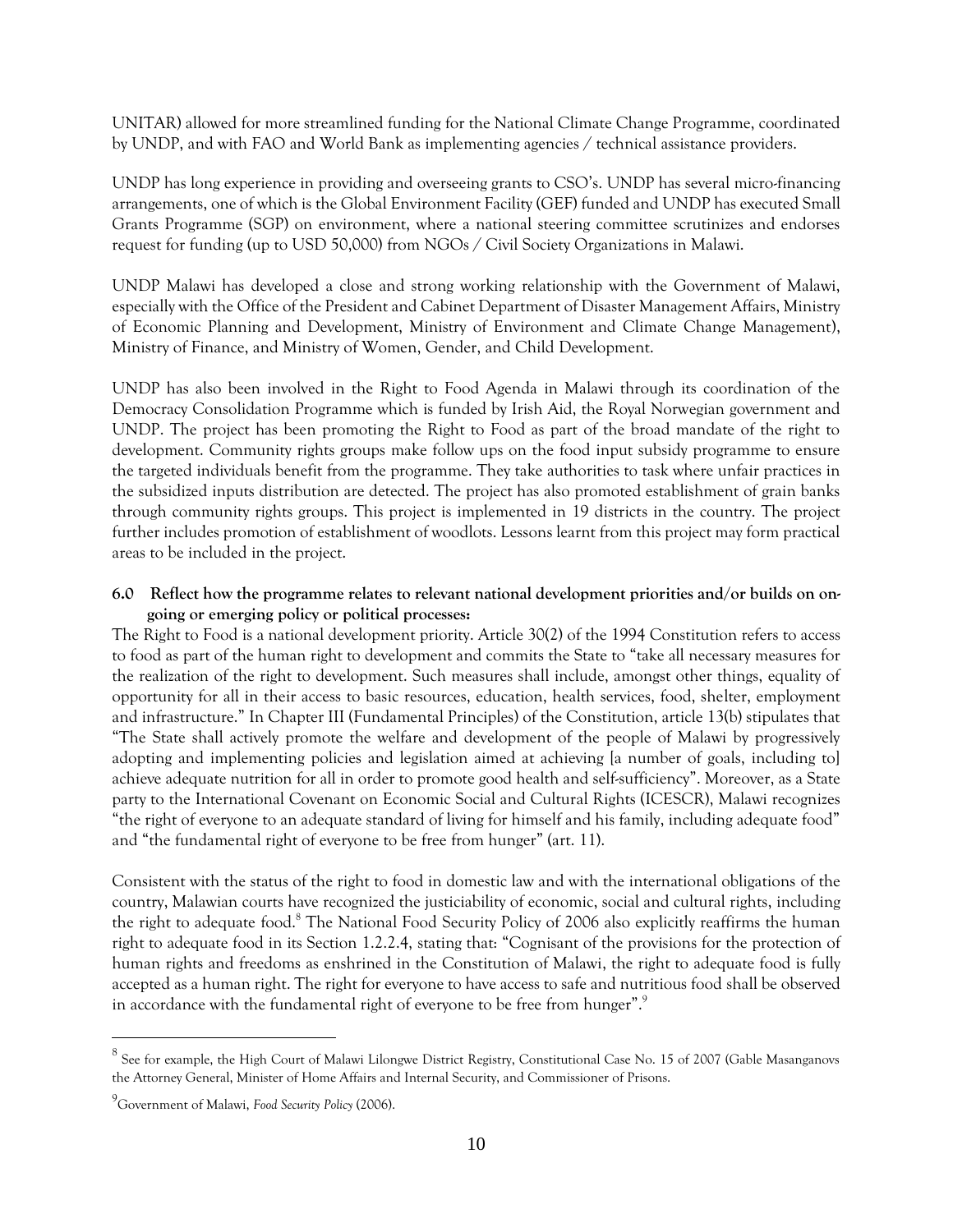UNITAR) allowed for more streamlined funding for the National Climate Change Programme, coordinated by UNDP, and with FAO and World Bank as implementing agencies / technical assistance providers.

UNDP has long experience in providing and overseeing grants to CSO's. UNDP has several micro-financing arrangements, one of which is the Global Environment Facility (GEF) funded and UNDP has executed Small Grants Programme (SGP) on environment, where a national steering committee scrutinizes and endorses request for funding (up to USD 50,000) from NGOs / Civil Society Organizations in Malawi.

UNDP Malawi has developed a close and strong working relationship with the Government of Malawi, especially with the Office of the President and Cabinet Department of Disaster Management Affairs, Ministry of Economic Planning and Development, Ministry of Environment and Climate Change Management), Ministry of Finance, and Ministry of Women, Gender, and Child Development.

UNDP has also been involved in the Right to Food Agenda in Malawi through its coordination of the Democracy Consolidation Programme which is funded by Irish Aid, the Royal Norwegian government and UNDP. The project has been promoting the Right to Food as part of the broad mandate of the right to development. Community rights groups make follow ups on the food input subsidy programme to ensure the targeted individuals benefit from the programme. They take authorities to task where unfair practices in the subsidized inputs distribution are detected. The project has also promoted establishment of grain banks through community rights groups. This project is implemented in 19 districts in the country. The project further includes promotion of establishment of woodlots. Lessons learnt from this project may form practical areas to be included in the project.

## 6.0 Reflect how the programme relates to relevant national development priorities and/or builds on on-going or emerging policy or political processes:

The Right to Food is a national development priority. Article 30(2) of the 1994 Constitution refers to access to food as part of the human right to development and commits the State to "take all necessary measures for the realization of the right to development. Such measures shall include, amongst other things, equality of opportunity for all in their access to basic resources, education, health services, food, shelter, employment and infrastructure." In Chapter III (Fundamental Principles) of the Constitution, article 13(b) stipulates that "The State shall actively promote the welfare and development of the people of Malawi by progressively adopting and implementing policies and legislation aimed at achieving [a number of goals, including to] achieve adequate nutrition for all in order to promote good health and self-sufficiency". Moreover, as a State party to the International Covenant on Economic Social and Cultural Rights (ICESCR), Malawi recognizes "the right of everyone to an adequate standard of living for himself and his family, including adequate food" and "the fundamental right of everyone to be free from hunger" (art. 11).

Consistent with the status of the right to food in domestic law and with the international obligations of the country, Malawian courts have recognized the justiciability of economic, social and cultural rights, including the right to adequate food.[8] The National Food Security Policy of 2006 also explicitly reaffirms the human right to adequate food in its Section 1.2.2.4, stating that: "Cognisant of the provisions for the protection of human rights and freedoms as enshrined in the Constitution of Malawi, the right to adequate food is fully accepted as a human right. The right for everyone to have access to safe and nutritious food shall be observed in accordance with the fundamental right of everyone to be free from hunger".[9]

---

[8] See for example, the High Court of Malawi Lilongwe District Registry, Constitutional Case No. 15 of 2007 (Gable Masanganovs the Attorney General, Minister of Home Affairs and Internal Security, and Commissioner of Prisons.

[9] Government of Malawi, *Food Security Policy* (2006).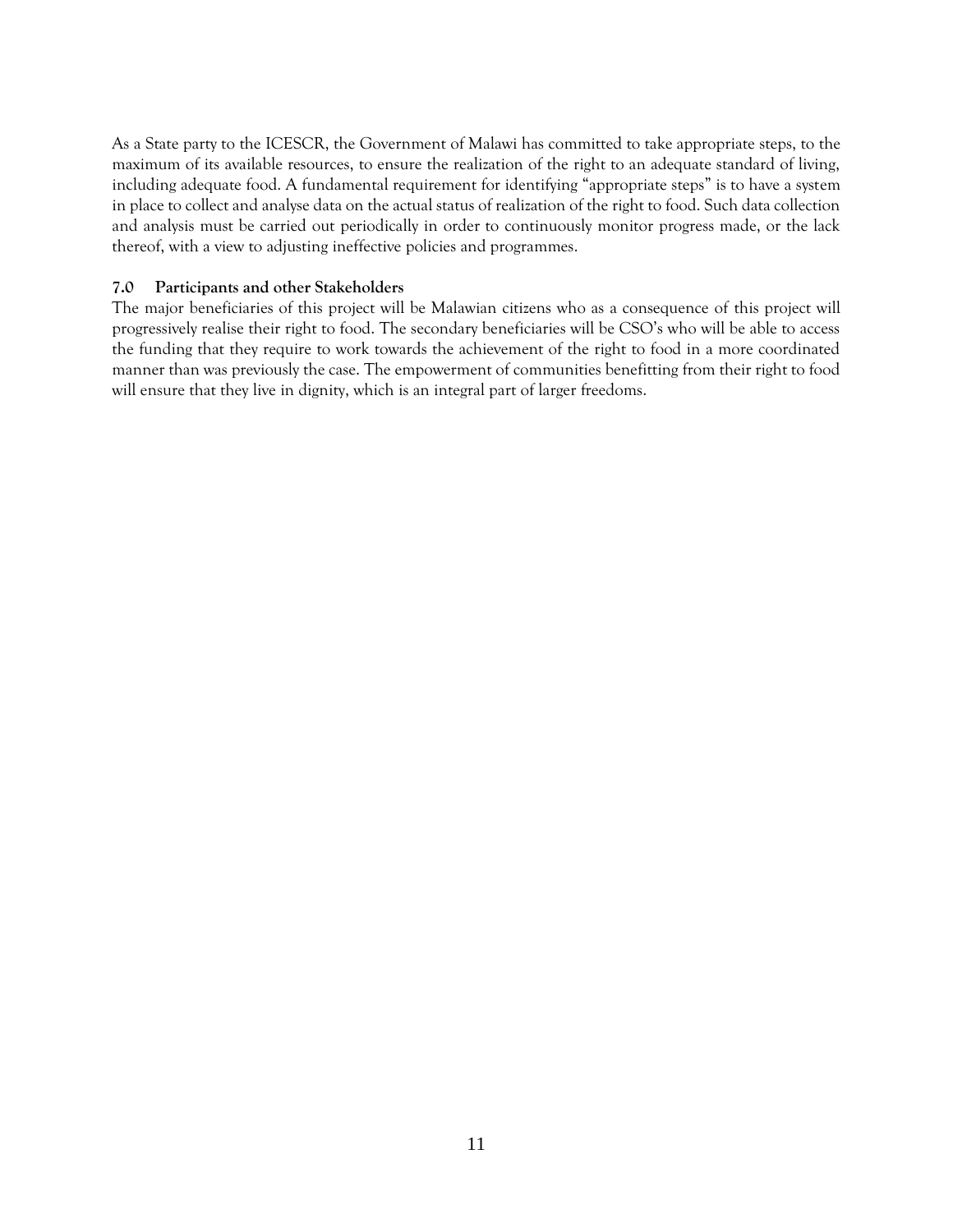As a State party to the ICESCR, the Government of Malawi has committed to take appropriate steps, to the maximum of its available resources, to ensure the realization of the right to an adequate standard of living, including adequate food. A fundamental requirement for identifying "appropriate steps" is to have a system in place to collect and analyse data on the actual status of realization of the right to food. Such data collection and analysis must be carried out periodically in order to continuously monitor progress made, or the lack thereof, with a view to adjusting ineffective policies and programmes.

### 7.0 Participants and other Stakeholders

The major beneficiaries of this project will be Malawian citizens who as a consequence of this project will progressively realise their right to food. The secondary beneficiaries will be CSO's who will be able to access the funding that they require to work towards the achievement of the right to food in a more coordinated manner than was previously the case. The empowerment of communities benefitting from their right to food will ensure that they live in dignity, which is an integral part of larger freedoms.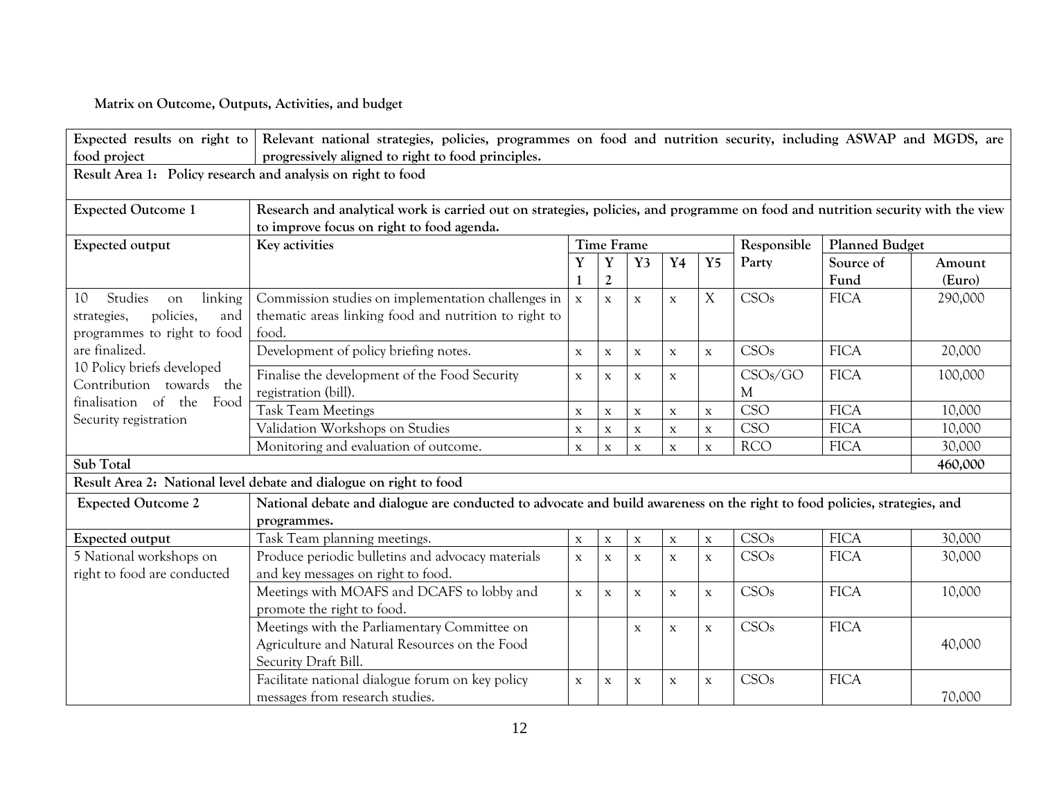**Matrix on Outcome, Outputs, Activities, and budget**

| Expected results on right to food project | Relevant national strategies, policies, programmes on food and nutrition security, including ASWAP and MGDS, are progressively aligned to right to food principles. | | | | | | | | |
|---|---|---|---|---|---|---|---|---|---|
| **Result Area 1: Policy research and analysis on right to food** | | | | | | | | | |
| **Expected Outcome 1** | **Research and analytical work is carried out on strategies, policies, and programme on food and nutrition security with the view to improve focus on right to food agenda.** | | | | | | | | |
| **Expected output** | **Key activities** | **Time Frame** | | | | | **Responsible Party** | **Planned Budget** | |
| | | **Y 1** | **Y 2** | **Y3** | **Y4** | **Y5** | | **Source of Fund** | **Amount (Euro)** |
| 10 Studies on linking strategies, policies, and programmes to right to food are finalized. 10 Policy briefs developed Contribution towards the finalisation of the Food Security registration | Commission studies on implementation challenges in thematic areas linking food and nutrition to right to food. | x | x | x | x | X | CSOs | FICA | 290,000 |
| | Development of policy briefing notes. | x | x | x | x | x | CSOs | FICA | 20,000 |
| | Finalise the development of the Food Security registration (bill). | x | x | x | x | | CSOs/GOM | FICA | 100,000 |
| | Task Team Meetings | x | x | x | x | x | CSO | FICA | 10,000 |
| | Validation Workshops on Studies | x | x | x | x | x | CSO | FICA | 10,000 |
| | Monitoring and evaluation of outcome. | x | x | x | x | x | RCO | FICA | 30,000 |
| **Sub Total** | | | | | | | | | **460,000** |
| **Result Area 2: National level debate and dialogue on right to food** | | | | | | | | | |
| **Expected Outcome 2** | **National debate and dialogue are conducted to advocate and build awareness on the right to food policies, strategies, and programmes.** | | | | | | | | |
| **Expected output** | Task Team planning meetings. | x | x | x | x | x | CSOs | FICA | 30,000 |
| 5 National workshops on right to food are conducted | Produce periodic bulletins and advocacy materials and key messages on right to food. | x | x | x | x | x | CSOs | FICA | 30,000 |
| | Meetings with MOAFS and DCAFS to lobby and promote the right to food. | x | x | x | x | x | CSOs | FICA | 10,000 |
| | Meetings with the Parliamentary Committee on Agriculture and Natural Resources on the Food Security Draft Bill. | | | x | x | x | CSOs | FICA | 40,000 |
| | Facilitate national dialogue forum on key policy messages from research studies. | x | x | x | x | x | CSOs | FICA | 70,000 |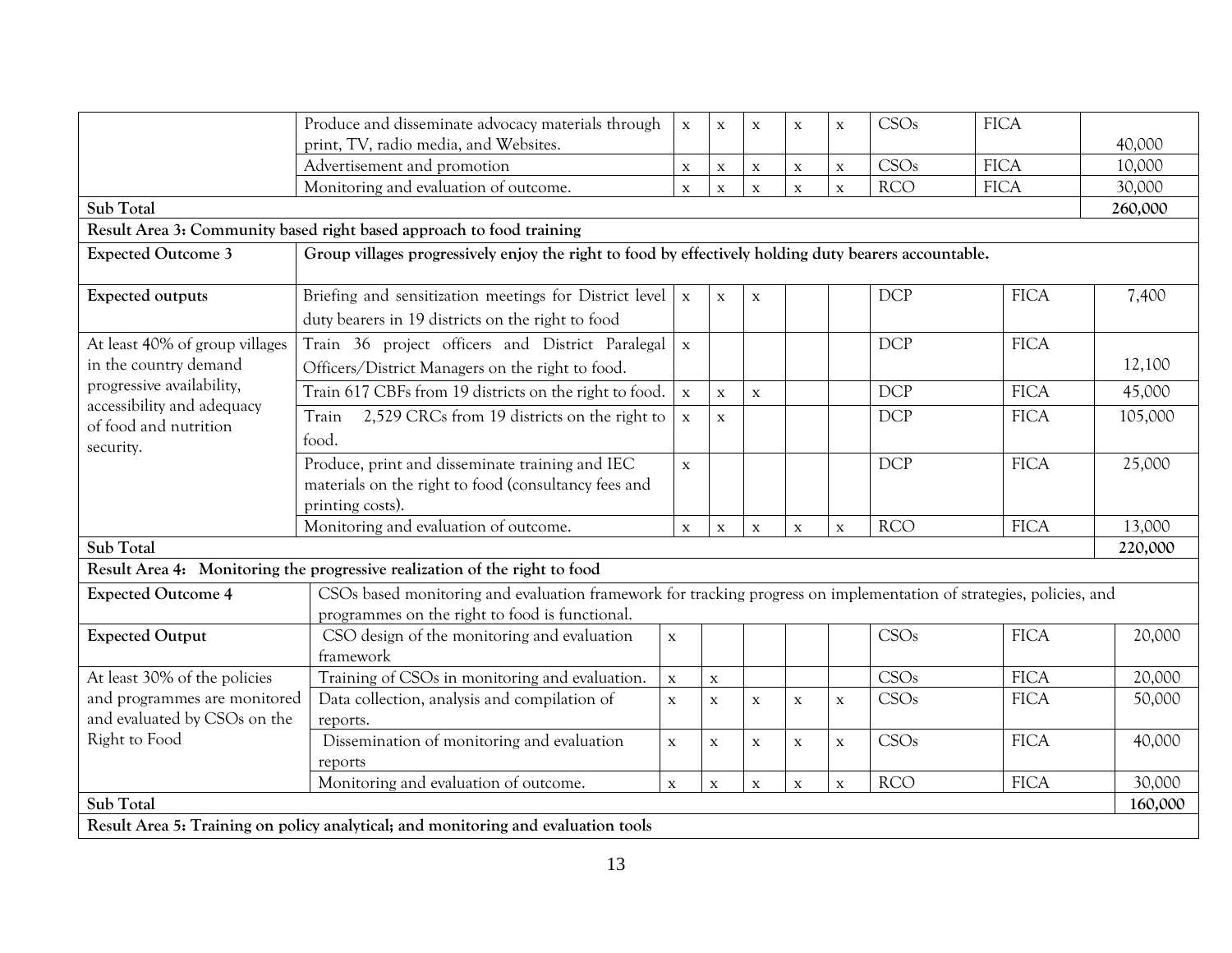|  |  |  |  |  |  |  |  |  |  |
|---|---|---|---|---|---|---|---|---|---|
|  | Produce and disseminate advocacy materials through print, TV, radio media, and Websites. | x | x | x | x | x | CSOs | FICA | 40,000 |
|  | Advertisement and promotion | x | x | x | x | x | CSOs | FICA | 10,000 |
|  | Monitoring and evaluation of outcome. | x | x | x | x | x | RCO | FICA | 30,000 |
| **Sub Total** |  |  |  |  |  |  |  |  | **260,000** |
| **Result Area 3: Community based right based approach to food training** |  |  |  |  |  |  |  |  |  |
| **Expected Outcome 3** | **Group villages progressively enjoy the right to food by effectively holding duty bearers accountable.** |  |  |  |  |  |  |  |  |
| **Expected outputs** | Briefing and sensitization meetings for District level duty bearers in 19 districts on the right to food | x | x | x |  |  | DCP | FICA | 7,400 |
| At least 40% of group villages in the country demand progressive availability, accessibility and adequacy of food and nutrition security. | Train 36 project officers and District Paralegal Officers/District Managers on the right to food. | x |  |  |  |  | DCP | FICA | 12,100 |
|  | Train 617 CBFs from 19 districts on the right to food. | x | x | x |  |  | DCP | FICA | 45,000 |
|  | Train 2,529 CRCs from 19 districts on the right to food. | x | x |  |  |  | DCP | FICA | 105,000 |
|  | Produce, print and disseminate training and IEC materials on the right to food (consultancy fees and printing costs). | x |  |  |  |  | DCP | FICA | 25,000 |
|  | Monitoring and evaluation of outcome. | x | x | x | x | x | RCO | FICA | 13,000 |
| **Sub Total** |  |  |  |  |  |  |  |  | **220,000** |
| **Result Area 4: Monitoring the progressive realization of the right to food** |  |  |  |  |  |  |  |  |  |
| **Expected Outcome 4** | CSOs based monitoring and evaluation framework for tracking progress on implementation of strategies, policies, and programmes on the right to food is functional. |  |  |  |  |  |  |  |  |
| **Expected Output** | CSO design of the monitoring and evaluation framework | x |  |  |  |  | CSOs | FICA | 20,000 |
| At least 30% of the policies and programmes are monitored and evaluated by CSOs on the Right to Food | Training of CSOs in monitoring and evaluation. | x | x |  |  |  | CSOs | FICA | 20,000 |
|  | Data collection, analysis and compilation of reports. | x | x | x | x | x | CSOs | FICA | 50,000 |
|  | Dissemination of monitoring and evaluation reports | x | x | x | x | x | CSOs | FICA | 40,000 |
|  | Monitoring and evaluation of outcome. | x | x | x | x | x | RCO | FICA | 30,000 |
| **Sub Total** |  |  |  |  |  |  |  |  | **160,000** |
| **Result Area 5: Training on policy analytical; and monitoring and evaluation tools** |  |  |  |  |  |  |  |  |  |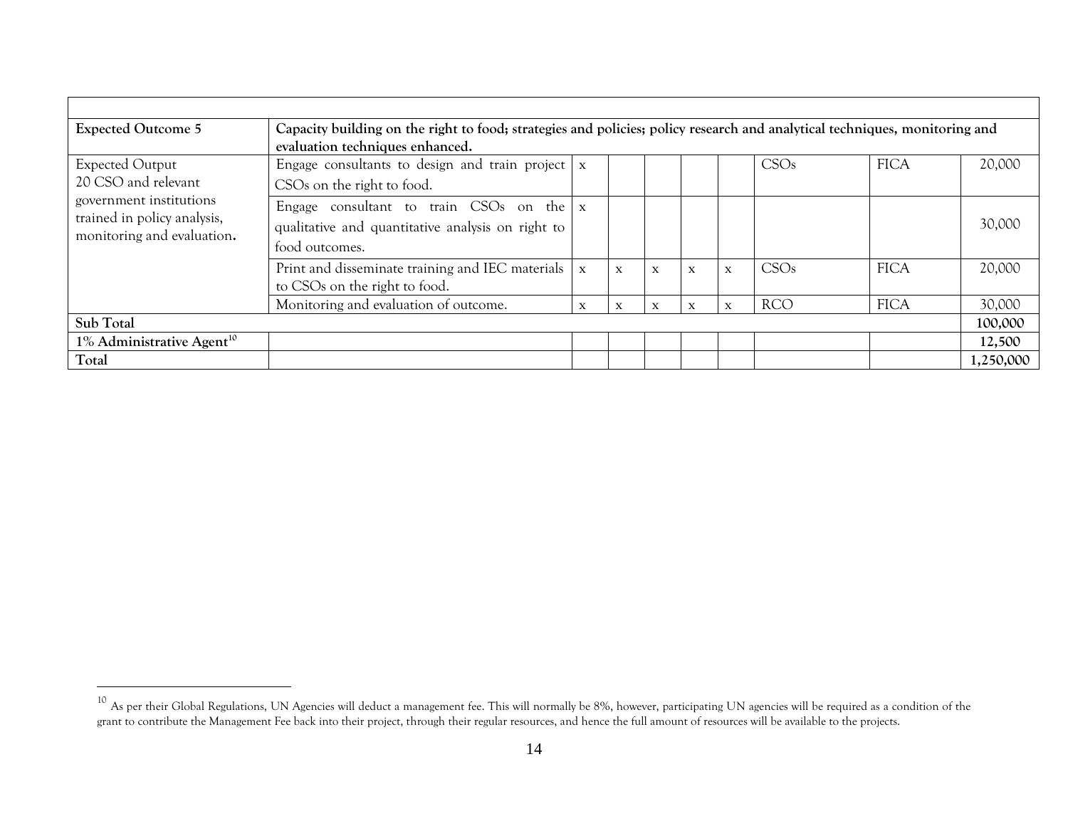| | | | | | | | | | |
|---|---|---|---|---|---|---|---|---|---|
| **Expected Outcome 5** | **Capacity building on the right to food; strategies and policies; policy research and analytical techniques, monitoring and evaluation techniques enhanced.** | | | | | | | | |
| Expected Output<br>20 CSO and relevant government institutions trained in policy analysis, monitoring and evaluation**.** | Engage consultants to design and train project CSOs on the right to food. | x | | | | | CSOs | FICA | 20,000 |
| | Engage consultant to train CSOs on the qualitative and quantitative analysis on right to food outcomes. | x | | | | | | | 30,000 |
| | Print and disseminate training and IEC materials to CSOs on the right to food. | x | x | x | x | x | CSOs | FICA | 20,000 |
| | Monitoring and evaluation of outcome. | x | x | x | x | x | RCO | FICA | 30,000 |
| **Sub Total** | | | | | | | | | **100,000** |
| **1% Administrative Agent**[10] | | | | | | | | | **12,500** |
| **Total** | | | | | | | | | **1,250,000** |

[10] As per their Global Regulations, UN Agencies will deduct a management fee. This will normally be 8%, however, participating UN agencies will be required as a condition of the grant to contribute the Management Fee back into their project, through their regular resources, and hence the full amount of resources will be available to the projects.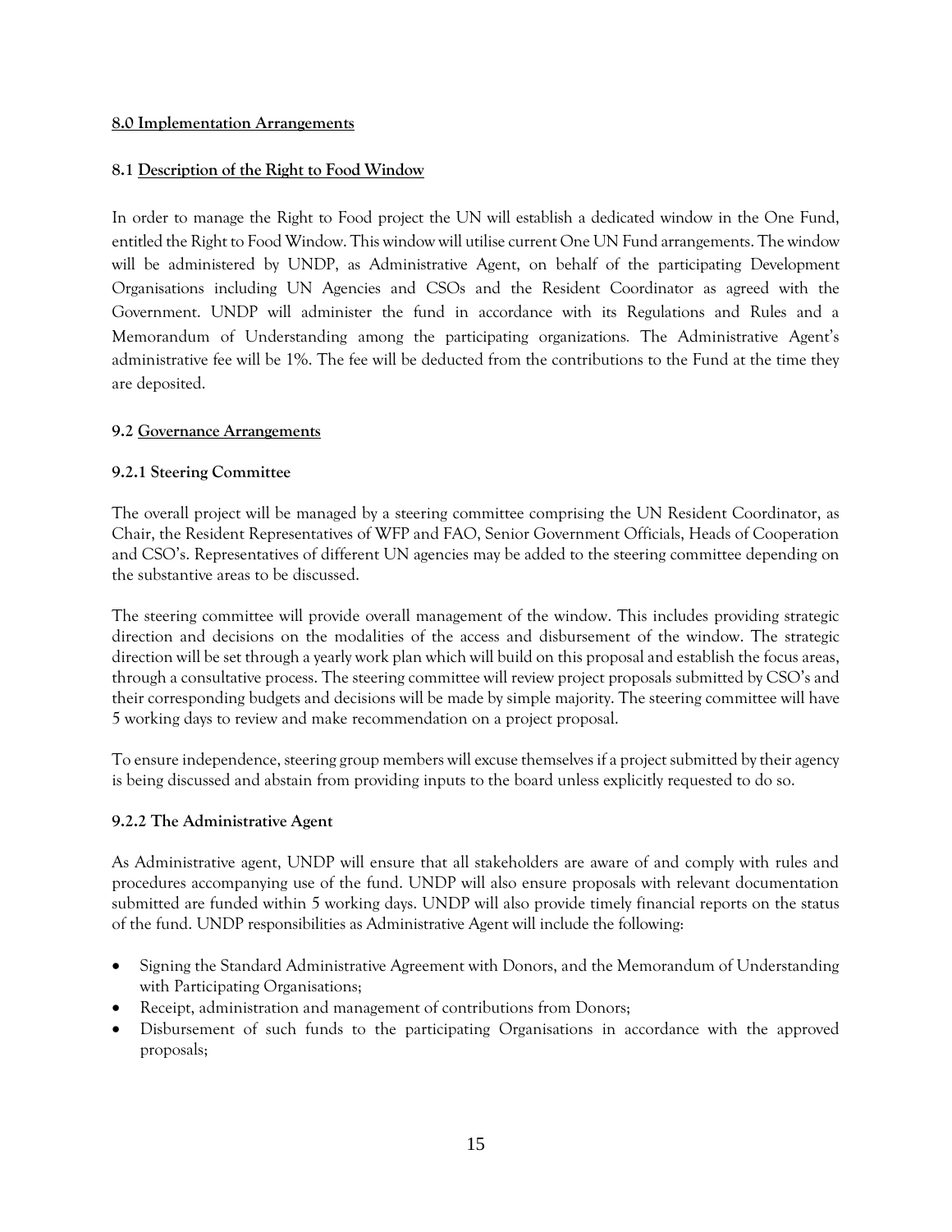**8.0 Implementation Arrangements**

**8.1 Description of the Right to Food Window**

In order to manage the Right to Food project the UN will establish a dedicated window in the One Fund, entitled the Right to Food Window. This window will utilise current One UN Fund arrangements. The window will be administered by UNDP, as Administrative Agent, on behalf of the participating Development Organisations including UN Agencies and CSOs and the Resident Coordinator as agreed with the Government. UNDP will administer the fund in accordance with its Regulations and Rules and a Memorandum of Understanding among the participating organizations. The Administrative Agent's administrative fee will be 1%. The fee will be deducted from the contributions to the Fund at the time they are deposited.

**9.2 Governance Arrangements**

**9.2.1 Steering Committee**

The overall project will be managed by a steering committee comprising the UN Resident Coordinator, as Chair, the Resident Representatives of WFP and FAO, Senior Government Officials, Heads of Cooperation and CSO's. Representatives of different UN agencies may be added to the steering committee depending on the substantive areas to be discussed.

The steering committee will provide overall management of the window. This includes providing strategic direction and decisions on the modalities of the access and disbursement of the window. The strategic direction will be set through a yearly work plan which will build on this proposal and establish the focus areas, through a consultative process. The steering committee will review project proposals submitted by CSO's and their corresponding budgets and decisions will be made by simple majority. The steering committee will have 5 working days to review and make recommendation on a project proposal.

To ensure independence, steering group members will excuse themselves if a project submitted by their agency is being discussed and abstain from providing inputs to the board unless explicitly requested to do so.

**9.2.2 The Administrative Agent**

As Administrative agent, UNDP will ensure that all stakeholders are aware of and comply with rules and procedures accompanying use of the fund. UNDP will also ensure proposals with relevant documentation submitted are funded within 5 working days. UNDP will also provide timely financial reports on the status of the fund. UNDP responsibilities as Administrative Agent will include the following:

- Signing the Standard Administrative Agreement with Donors, and the Memorandum of Understanding with Participating Organisations;
- Receipt, administration and management of contributions from Donors;
- Disbursement of such funds to the participating Organisations in accordance with the approved proposals;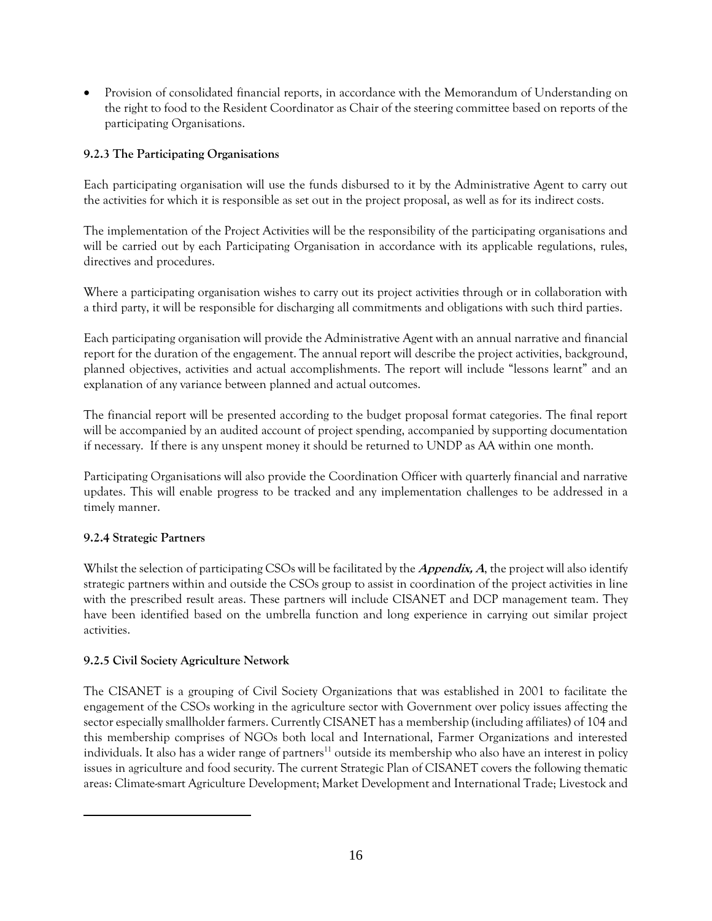- Provision of consolidated financial reports, in accordance with the Memorandum of Understanding on the right to food to the Resident Coordinator as Chair of the steering committee based on reports of the participating Organisations.

### 9.2.3 The Participating Organisations

Each participating organisation will use the funds disbursed to it by the Administrative Agent to carry out the activities for which it is responsible as set out in the project proposal, as well as for its indirect costs.

The implementation of the Project Activities will be the responsibility of the participating organisations and will be carried out by each Participating Organisation in accordance with its applicable regulations, rules, directives and procedures.

Where a participating organisation wishes to carry out its project activities through or in collaboration with a third party, it will be responsible for discharging all commitments and obligations with such third parties.

Each participating organisation will provide the Administrative Agent with an annual narrative and financial report for the duration of the engagement. The annual report will describe the project activities, background, planned objectives, activities and actual accomplishments. The report will include "lessons learnt" and an explanation of any variance between planned and actual outcomes.

The financial report will be presented according to the budget proposal format categories. The final report will be accompanied by an audited account of project spending, accompanied by supporting documentation if necessary. If there is any unspent money it should be returned to UNDP as AA within one month.

Participating Organisations will also provide the Coordination Officer with quarterly financial and narrative updates. This will enable progress to be tracked and any implementation challenges to be addressed in a timely manner.

### 9.2.4 Strategic Partners

Whilst the selection of participating CSOs will be facilitated by the ***Appendix, A***, the project will also identify strategic partners within and outside the CSOs group to assist in coordination of the project activities in line with the prescribed result areas. These partners will include CISANET and DCP management team. They have been identified based on the umbrella function and long experience in carrying out similar project activities.

### 9.2.5 Civil Society Agriculture Network

The CISANET is a grouping of Civil Society Organizations that was established in 2001 to facilitate the engagement of the CSOs working in the agriculture sector with Government over policy issues affecting the sector especially smallholder farmers. Currently CISANET has a membership (including affiliates) of 104 and this membership comprises of NGOs both local and International, Farmer Organizations and interested individuals. It also has a wider range of partners[11] outside its membership who also have an interest in policy issues in agriculture and food security. The current Strategic Plan of CISANET covers the following thematic areas: Climate-smart Agriculture Development; Market Development and International Trade; Livestock and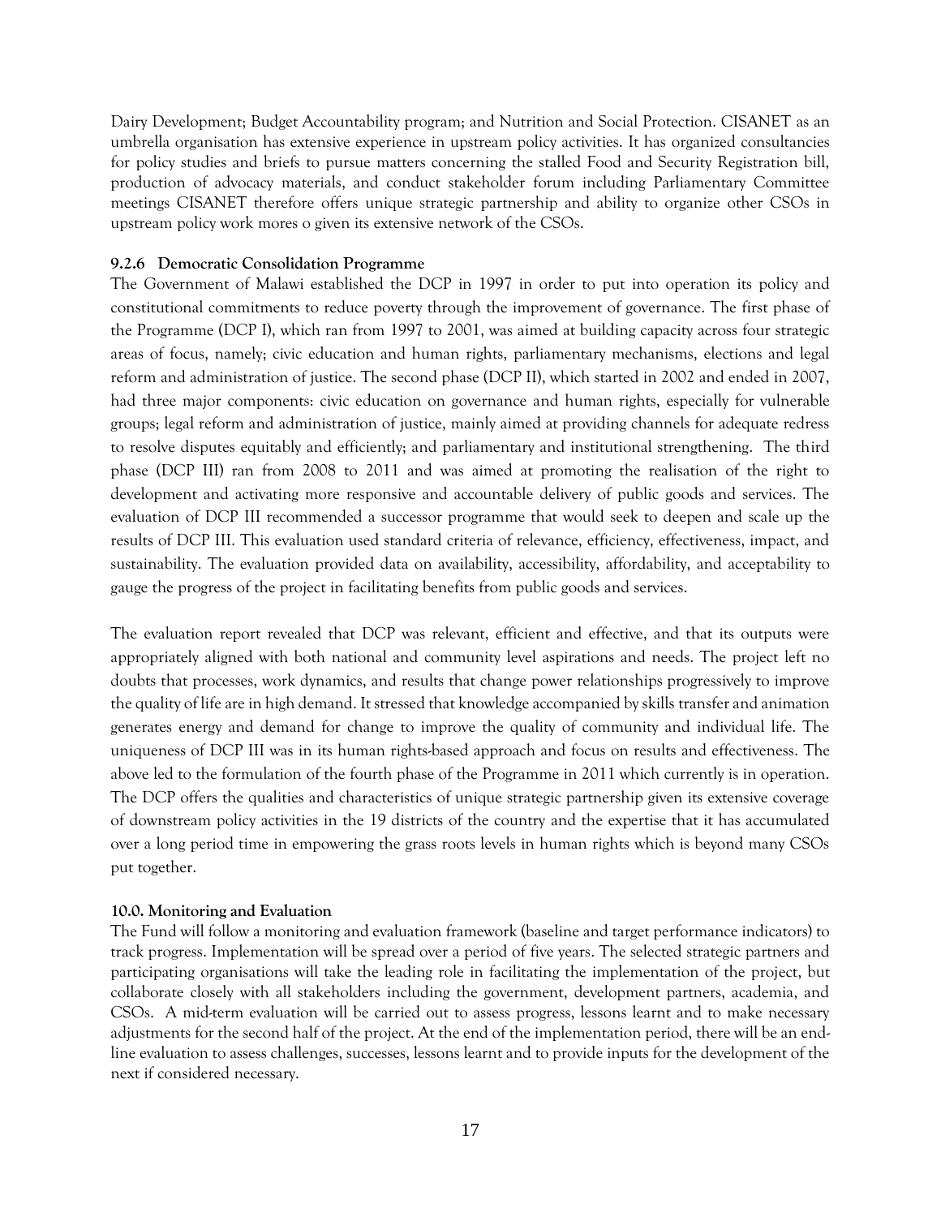Dairy Development; Budget Accountability program; and Nutrition and Social Protection. CISANET as an umbrella organisation has extensive experience in upstream policy activities. It has organized consultancies for policy studies and briefs to pursue matters concerning the stalled Food and Security Registration bill, production of advocacy materials, and conduct stakeholder forum including Parliamentary Committee meetings CISANET therefore offers unique strategic partnership and ability to organize other CSOs in upstream policy work mores o given its extensive network of the CSOs.

#### 9.2.6 Democratic Consolidation Programme

The Government of Malawi established the DCP in 1997 in order to put into operation its policy and constitutional commitments to reduce poverty through the improvement of governance. The first phase of the Programme (DCP I), which ran from 1997 to 2001, was aimed at building capacity across four strategic areas of focus, namely; civic education and human rights, parliamentary mechanisms, elections and legal reform and administration of justice. The second phase (DCP II), which started in 2002 and ended in 2007, had three major components: civic education on governance and human rights, especially for vulnerable groups; legal reform and administration of justice, mainly aimed at providing channels for adequate redress to resolve disputes equitably and efficiently; and parliamentary and institutional strengthening. The third phase (DCP III) ran from 2008 to 2011 and was aimed at promoting the realisation of the right to development and activating more responsive and accountable delivery of public goods and services. The evaluation of DCP III recommended a successor programme that would seek to deepen and scale up the results of DCP III. This evaluation used standard criteria of relevance, efficiency, effectiveness, impact, and sustainability. The evaluation provided data on availability, accessibility, affordability, and acceptability to gauge the progress of the project in facilitating benefits from public goods and services.

The evaluation report revealed that DCP was relevant, efficient and effective, and that its outputs were appropriately aligned with both national and community level aspirations and needs. The project left no doubts that processes, work dynamics, and results that change power relationships progressively to improve the quality of life are in high demand. It stressed that knowledge accompanied by skills transfer and animation generates energy and demand for change to improve the quality of community and individual life. The uniqueness of DCP III was in its human rights-based approach and focus on results and effectiveness. The above led to the formulation of the fourth phase of the Programme in 2011 which currently is in operation. The DCP offers the qualities and characteristics of unique strategic partnership given its extensive coverage of downstream policy activities in the 19 districts of the country and the expertise that it has accumulated over a long period time in empowering the grass roots levels in human rights which is beyond many CSOs put together.

### 10.0. Monitoring and Evaluation

The Fund will follow a monitoring and evaluation framework (baseline and target performance indicators) to track progress. Implementation will be spread over a period of five years. The selected strategic partners and participating organisations will take the leading role in facilitating the implementation of the project, but collaborate closely with all stakeholders including the government, development partners, academia, and CSOs. A mid-term evaluation will be carried out to assess progress, lessons learnt and to make necessary adjustments for the second half of the project. At the end of the implementation period, there will be an end-line evaluation to assess challenges, successes, lessons learnt and to provide inputs for the development of the next if considered necessary.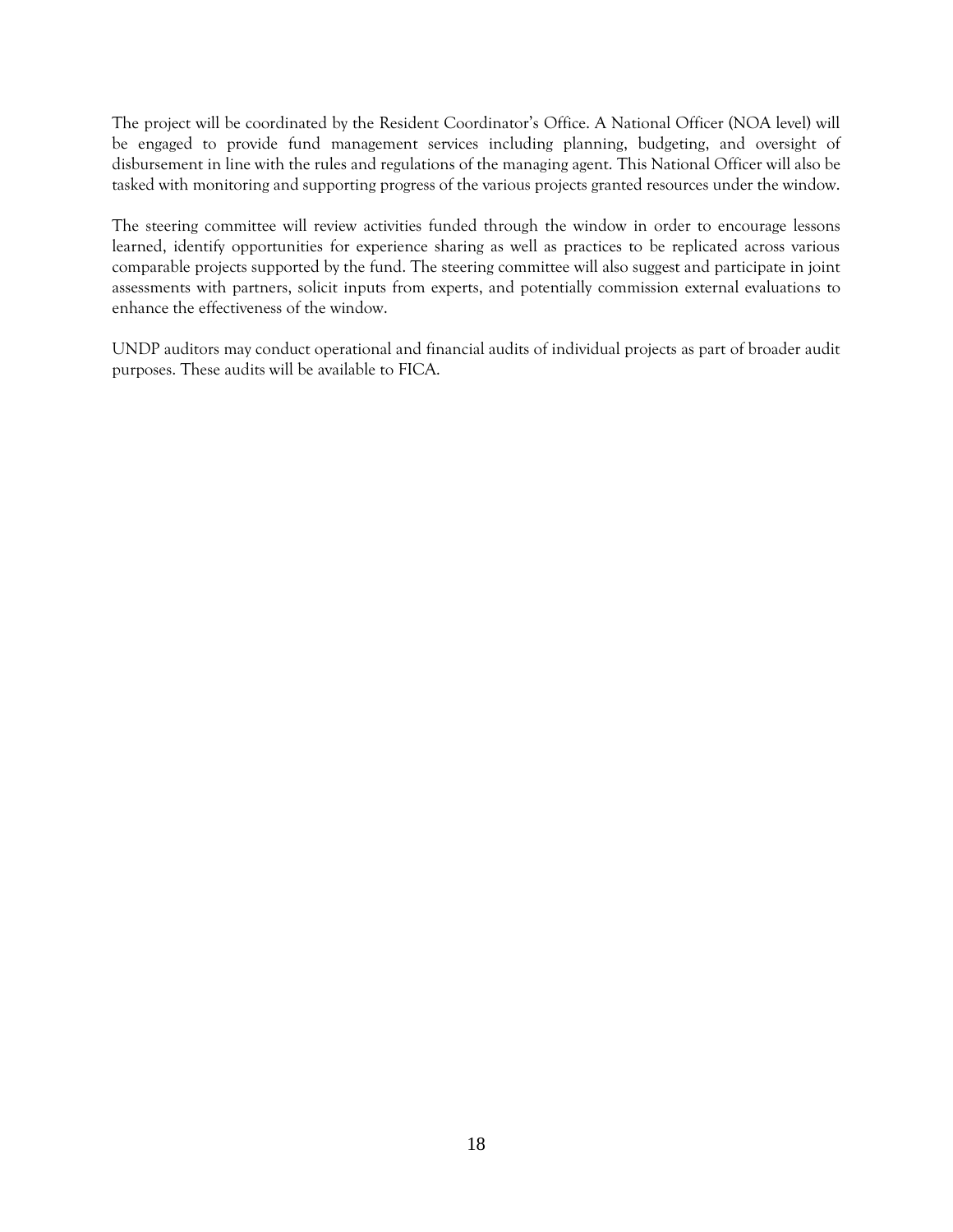The project will be coordinated by the Resident Coordinator's Office. A National Officer (NOA level) will be engaged to provide fund management services including planning, budgeting, and oversight of disbursement in line with the rules and regulations of the managing agent. This National Officer will also be tasked with monitoring and supporting progress of the various projects granted resources under the window.

The steering committee will review activities funded through the window in order to encourage lessons learned, identify opportunities for experience sharing as well as practices to be replicated across various comparable projects supported by the fund. The steering committee will also suggest and participate in joint assessments with partners, solicit inputs from experts, and potentially commission external evaluations to enhance the effectiveness of the window.

UNDP auditors may conduct operational and financial audits of individual projects as part of broader audit purposes. These audits will be available to FICA.